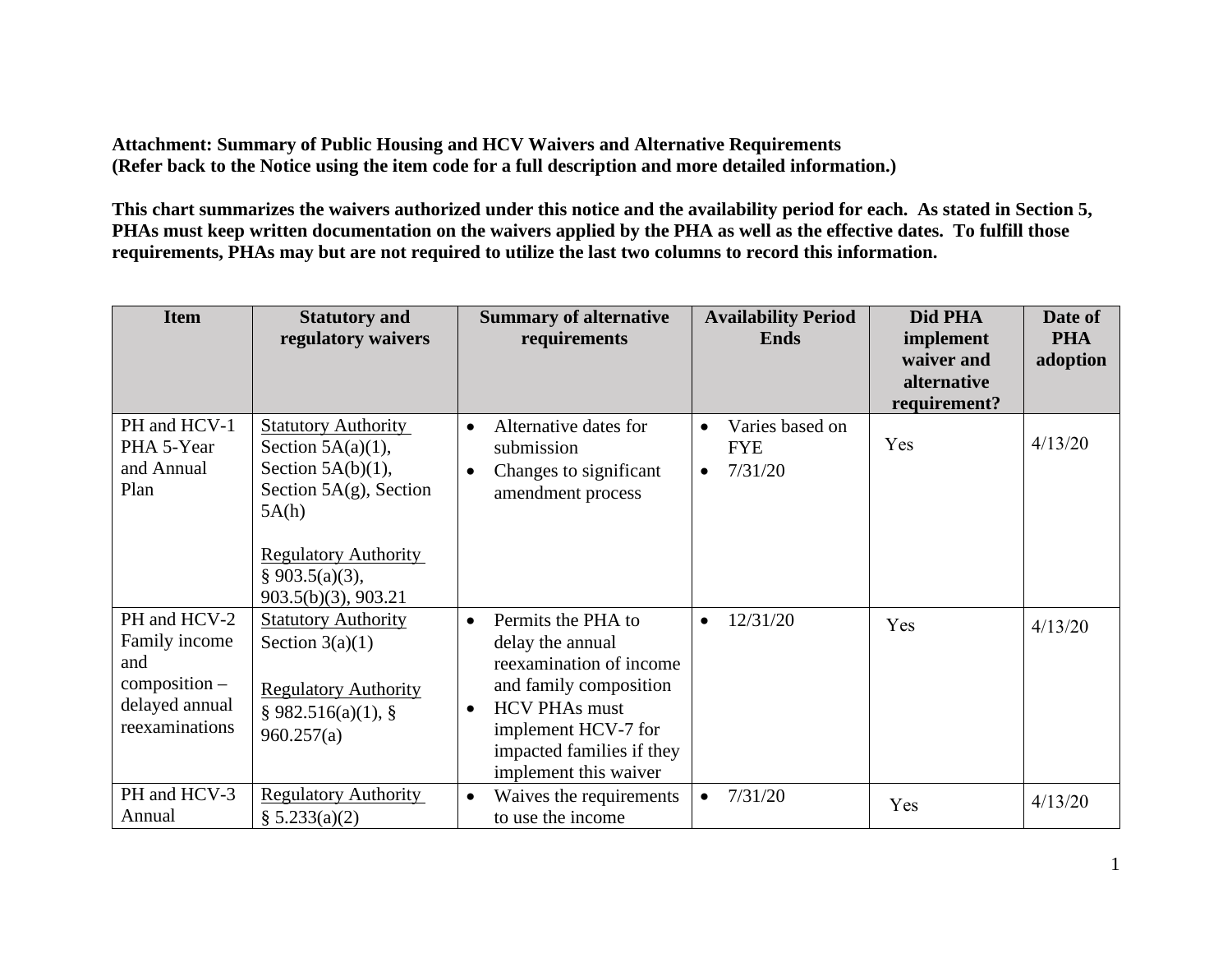**Attachment: Summary of Public Housing and HCV Waivers and Alternative Requirements**
**(Refer back to the Notice using the item code for a full description and more detailed information.)**

**This chart summarizes the waivers authorized under this notice and the availability period for each. As stated in Section 5, PHAs must keep written documentation on the waivers applied by the PHA as well as the effective dates. To fulfill those requirements, PHAs may but are not required to utilize the last two columns to record this information.**

| Item | Statutory and regulatory waivers | Summary of alternative requirements | Availability Period Ends | Did PHA implement waiver and alternative requirement? | Date of PHA adoption |
|---|---|---|---|---|---|
| PH and HCV-1 PHA 5-Year and Annual Plan | Statutory Authority<br>Section 5A(a)(1), Section 5A(b)(1), Section 5A(g), Section 5A(h)<br><br>Regulatory Authority<br>§ 903.5(a)(3), 903.5(b)(3), 903.21 | • Alternative dates for submission<br>• Changes to significant amendment process | • Varies based on FYE<br>• 7/31/20 | Yes | 4/13/20 |
| PH and HCV-2 Family income and composition – delayed annual reexaminations | Statutory Authority<br>Section 3(a)(1)<br><br>Regulatory Authority<br>§ 982.516(a)(1), § 960.257(a) | • Permits the PHA to delay the annual reexamination of income and family composition<br>• HCV PHAs must implement HCV-7 for impacted families if they implement this waiver | • 12/31/20 | Yes | 4/13/20 |
| PH and HCV-3 Annual | Regulatory Authority<br>§ 5.233(a)(2) | • Waives the requirements to use the income | • 7/31/20 | Yes | 4/13/20 |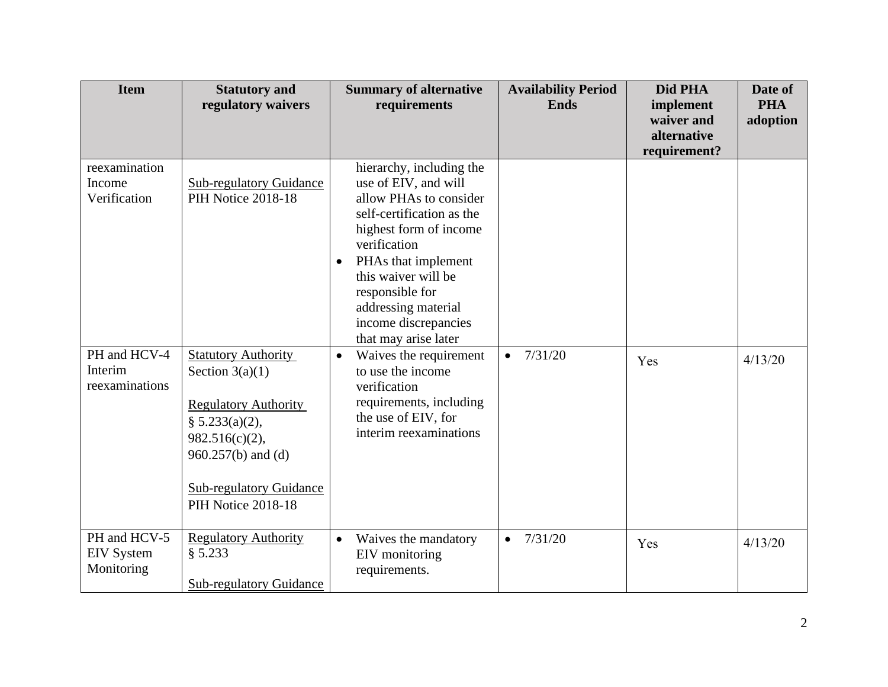| Item | Statutory and regulatory waivers | Summary of alternative requirements | Availability Period Ends | Did PHA implement waiver and alternative requirement? | Date of PHA adoption |
|---|---|---|---|---|---|
| reexamination Income Verification | Sub-regulatory Guidance PIH Notice 2018-18 | hierarchy, including the use of EIV, and will allow PHAs to consider self-certification as the highest form of income verification<br>• PHAs that implement this waiver will be responsible for addressing material income discrepancies that may arise later | | | |
| PH and HCV-4 Interim reexaminations | Statutory Authority Section 3(a)(1)<br><br>Regulatory Authority § 5.233(a)(2), 982.516(c)(2), 960.257(b) and (d)<br><br>Sub-regulatory Guidance PIH Notice 2018-18 | • Waives the requirement to use the income verification requirements, including the use of EIV, for interim reexaminations | • 7/31/20 | Yes | 4/13/20 |
| PH and HCV-5 EIV System Monitoring | Regulatory Authority § 5.233<br><br>Sub-regulatory Guidance | • Waives the mandatory EIV monitoring requirements. | • 7/31/20 | Yes | 4/13/20 |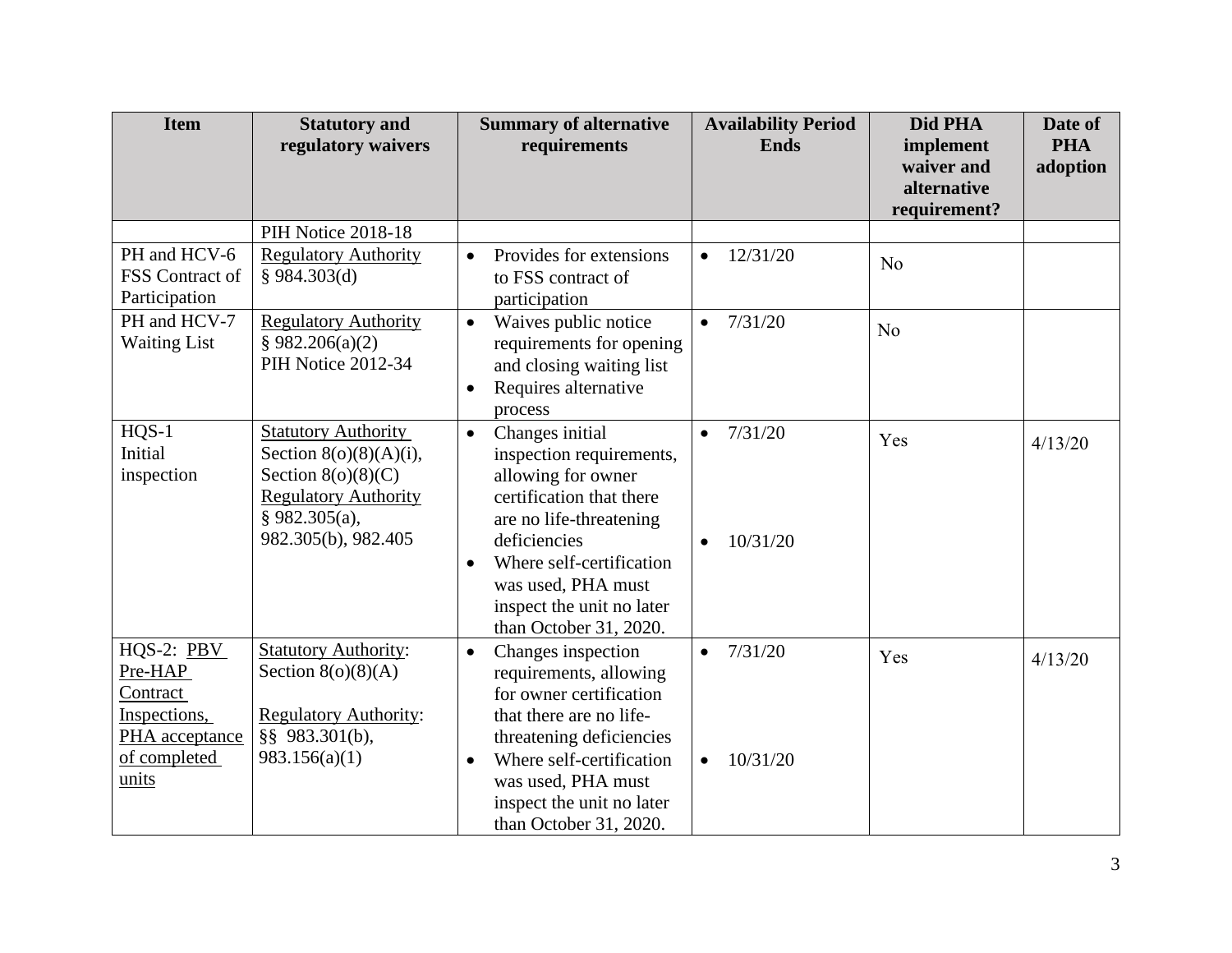| Item | Statutory and regulatory waivers | Summary of alternative requirements | Availability Period Ends | Did PHA implement waiver and alternative requirement? | Date of PHA adoption |
|---|---|---|---|---|---|
| | PIH Notice 2018-18 | | | | |
| PH and HCV-6 FSS Contract of Participation | Regulatory Authority § 984.303(d) | • Provides for extensions to FSS contract of participation | • 12/31/20 | No | |
| PH and HCV-7 Waiting List | Regulatory Authority § 982.206(a)(2) PIH Notice 2012-34 | • Waives public notice requirements for opening and closing waiting list<br>• Requires alternative process | • 7/31/20 | No | |
| HQS-1 Initial inspection | Statutory Authority Section 8(o)(8)(A)(i), Section 8(o)(8)(C) Regulatory Authority § 982.305(a), 982.305(b), 982.405 | • Changes initial inspection requirements, allowing for owner certification that there are no life-threatening deficiencies<br>• Where self-certification was used, PHA must inspect the unit no later than October 31, 2020. | • 7/31/20<br>• 10/31/20 | Yes | 4/13/20 |
| HQS-2: PBV Pre-HAP Contract Inspections, PHA acceptance of completed units | Statutory Authority: Section 8(o)(8)(A)<br>Regulatory Authority: §§ 983.301(b), 983.156(a)(1) | • Changes inspection requirements, allowing for owner certification that there are no life-threatening deficiencies<br>• Where self-certification was used, PHA must inspect the unit no later than October 31, 2020. | • 7/31/20<br>• 10/31/20 | Yes | 4/13/20 |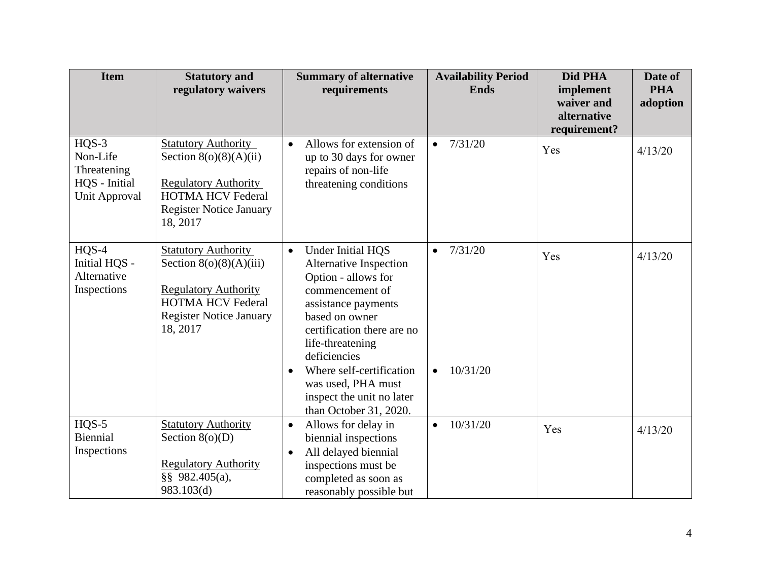| Item | Statutory and regulatory waivers | Summary of alternative requirements | Availability Period Ends | Did PHA implement waiver and alternative requirement? | Date of PHA adoption |
|---|---|---|---|---|---|
| HQS-3 Non-Life Threatening HQS - Initial Unit Approval | Statutory Authority Section 8(o)(8)(A)(ii)<br><br>Regulatory Authority HOTMA HCV Federal Register Notice January 18, 2017 | • Allows for extension of up to 30 days for owner repairs of non-life threatening conditions | • 7/31/20 | Yes | 4/13/20 |
| HQS-4 Initial HQS - Alternative Inspections | Statutory Authority Section 8(o)(8)(A)(iii)<br><br>Regulatory Authority HOTMA HCV Federal Register Notice January 18, 2017 | • Under Initial HQS Alternative Inspection Option - allows for commencement of assistance payments based on owner certification there are no life-threatening deficiencies<br>• Where self-certification was used, PHA must inspect the unit no later than October 31, 2020. | • 7/31/20<br>• 10/31/20 | Yes | 4/13/20 |
| HQS-5 Biennial Inspections | Statutory Authority Section 8(o)(D)<br><br>Regulatory Authority §§ 982.405(a), 983.103(d) | • Allows for delay in biennial inspections<br>• All delayed biennial inspections must be completed as soon as reasonably possible but | • 10/31/20 | Yes | 4/13/20 |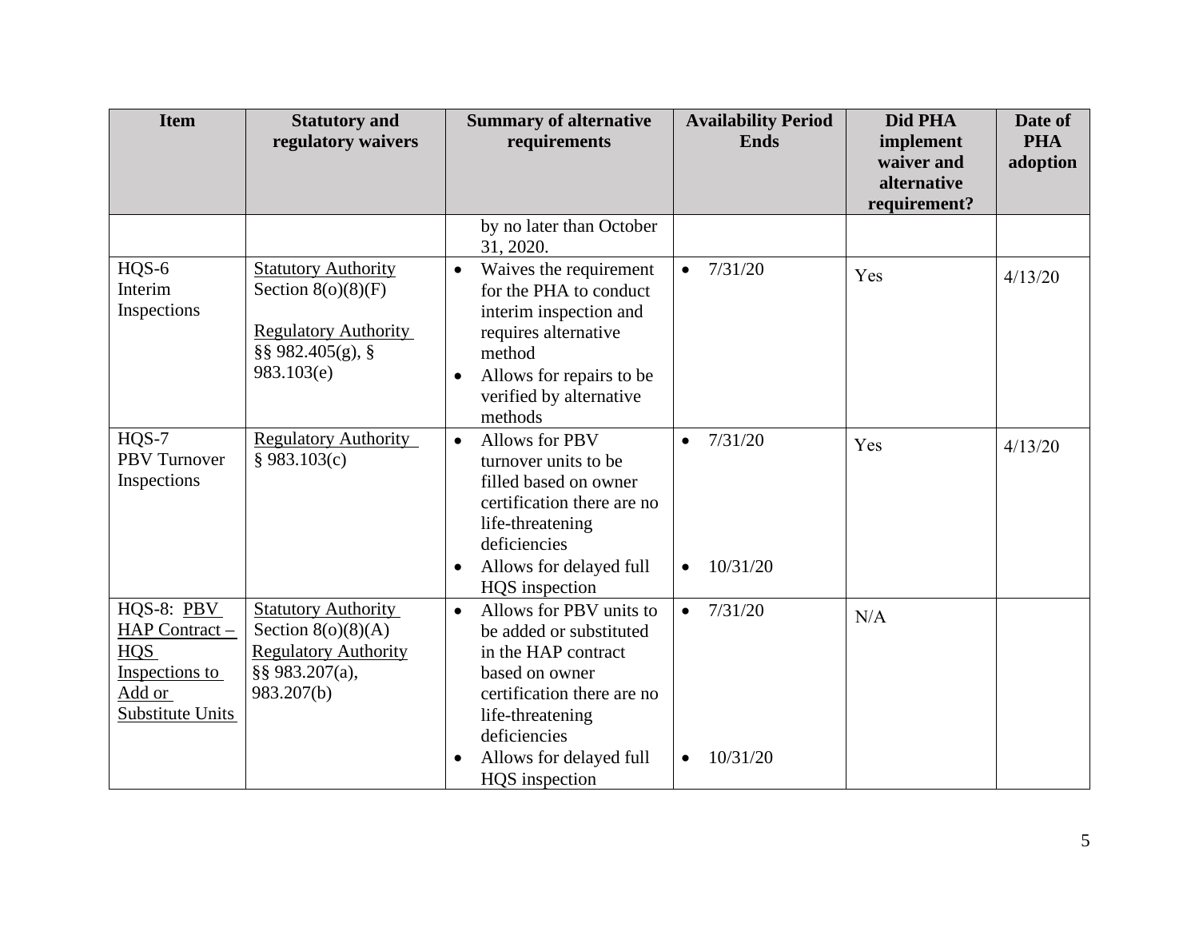| Item | Statutory and regulatory waivers | Summary of alternative requirements | Availability Period Ends | Did PHA implement waiver and alternative requirement? | Date of PHA adoption |
|---|---|---|---|---|---|
| | | by no later than October 31, 2020. | | | |
| HQS-6 Interim Inspections | Statutory Authority Section 8(o)(8)(F)<br><br>Regulatory Authority §§ 982.405(g), § 983.103(e) | • Waives the requirement for the PHA to conduct interim inspection and requires alternative method<br>• Allows for repairs to be verified by alternative methods | • 7/31/20 | Yes | 4/13/20 |
| HQS-7 PBV Turnover Inspections | Regulatory Authority § 983.103(c) | • Allows for PBV turnover units to be filled based on owner certification there are no life-threatening deficiencies<br>• Allows for delayed full HQS inspection | • 7/31/20<br><br>• 10/31/20 | Yes | 4/13/20 |
| HQS-8: PBV HAP Contract – HQS Inspections to Add or Substitute Units | Statutory Authority Section 8(o)(8)(A)<br>Regulatory Authority §§ 983.207(a), 983.207(b) | • Allows for PBV units to be added or substituted in the HAP contract based on owner certification there are no life-threatening deficiencies<br>• Allows for delayed full HQS inspection | • 7/31/20<br><br>• 10/31/20 | N/A | |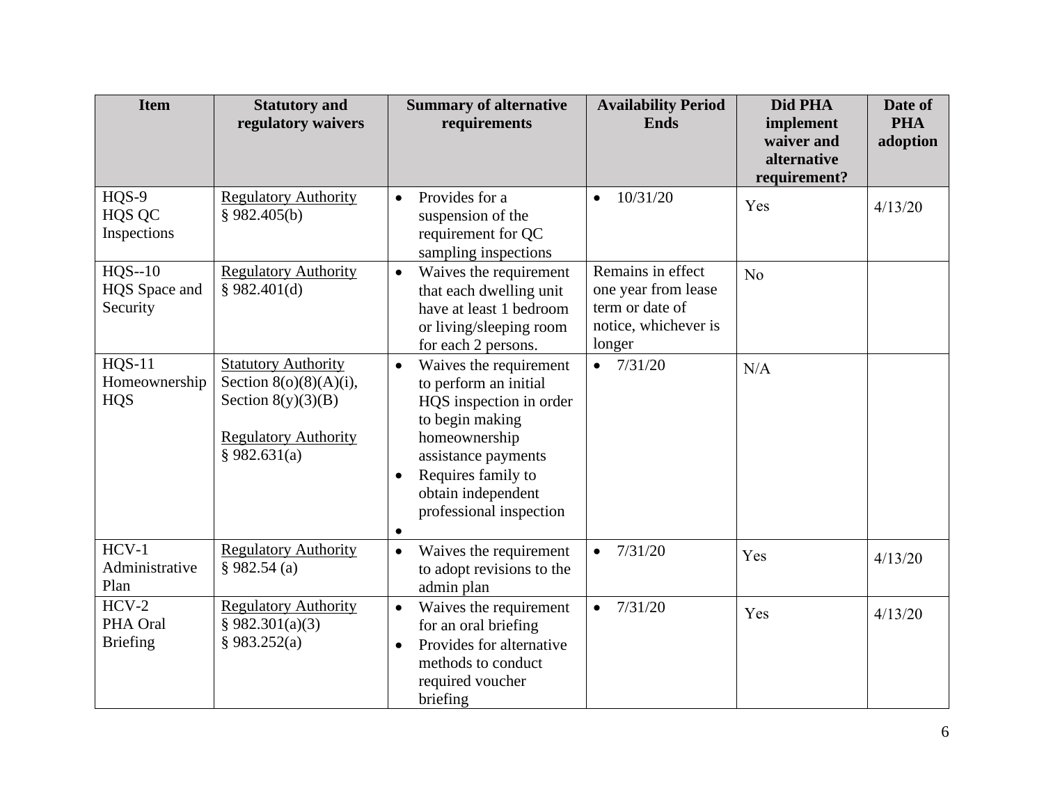| Item | Statutory and regulatory waivers | Summary of alternative requirements | Availability Period Ends | Did PHA implement waiver and alternative requirement? | Date of PHA adoption |
|---|---|---|---|---|---|
| HQS-9 HQS QC Inspections | Regulatory Authority § 982.405(b) | • Provides for a suspension of the requirement for QC sampling inspections | • 10/31/20 | Yes | 4/13/20 |
| HQS--10 HQS Space and Security | Regulatory Authority § 982.401(d) | • Waives the requirement that each dwelling unit have at least 1 bedroom or living/sleeping room for each 2 persons. | Remains in effect one year from lease term or date of notice, whichever is longer | No | |
| HQS-11 Homeownership HQS | Statutory Authority Section 8(o)(8)(A)(i), Section 8(y)(3)(B) <br><br> Regulatory Authority § 982.631(a) | • Waives the requirement to perform an initial HQS inspection in order to begin making homeownership assistance payments <br> • Requires family to obtain independent professional inspection <br> • | • 7/31/20 | N/A | |
| HCV-1 Administrative Plan | Regulatory Authority § 982.54 (a) | • Waives the requirement to adopt revisions to the admin plan | • 7/31/20 | Yes | 4/13/20 |
| HCV-2 PHA Oral Briefing | Regulatory Authority § 982.301(a)(3) § 983.252(a) | • Waives the requirement for an oral briefing <br> • Provides for alternative methods to conduct required voucher briefing | • 7/31/20 | Yes | 4/13/20 |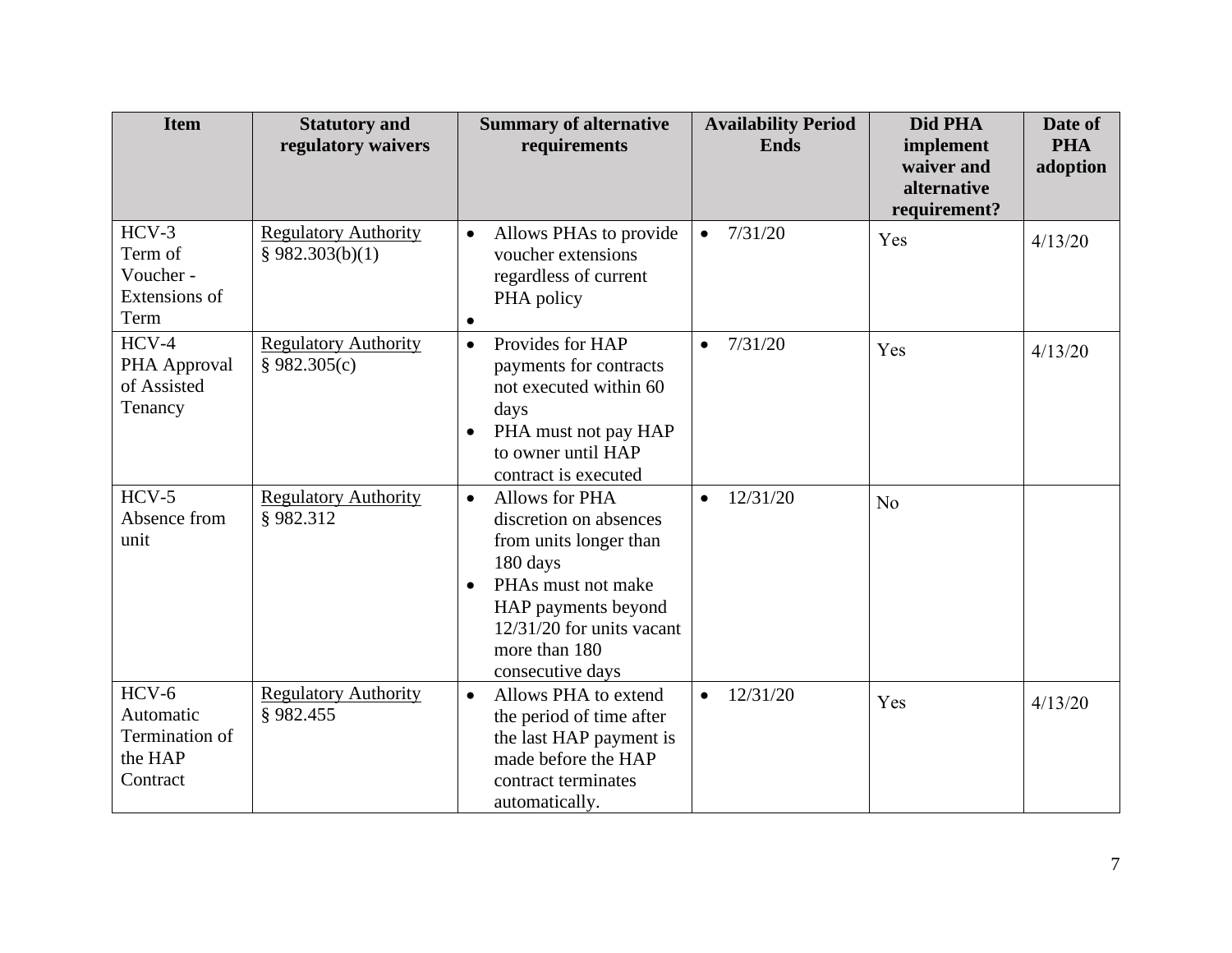| Item | Statutory and regulatory waivers | Summary of alternative requirements | Availability Period Ends | Did PHA implement waiver and alternative requirement? | Date of PHA adoption |
|---|---|---|---|---|---|
| HCV-3 Term of Voucher - Extensions of Term | Regulatory Authority § 982.303(b)(1) | • Allows PHAs to provide voucher extensions regardless of current PHA policy<br>• | • 7/31/20 | Yes | 4/13/20 |
| HCV-4 PHA Approval of Assisted Tenancy | Regulatory Authority § 982.305(c) | • Provides for HAP payments for contracts not executed within 60 days<br>• PHA must not pay HAP to owner until HAP contract is executed | • 7/31/20 | Yes | 4/13/20 |
| HCV-5 Absence from unit | Regulatory Authority § 982.312 | • Allows for PHA discretion on absences from units longer than 180 days<br>• PHAs must not make HAP payments beyond 12/31/20 for units vacant more than 180 consecutive days | • 12/31/20 | No | |
| HCV-6 Automatic Termination of the HAP Contract | Regulatory Authority § 982.455 | • Allows PHA to extend the period of time after the last HAP payment is made before the HAP contract terminates automatically. | • 12/31/20 | Yes | 4/13/20 |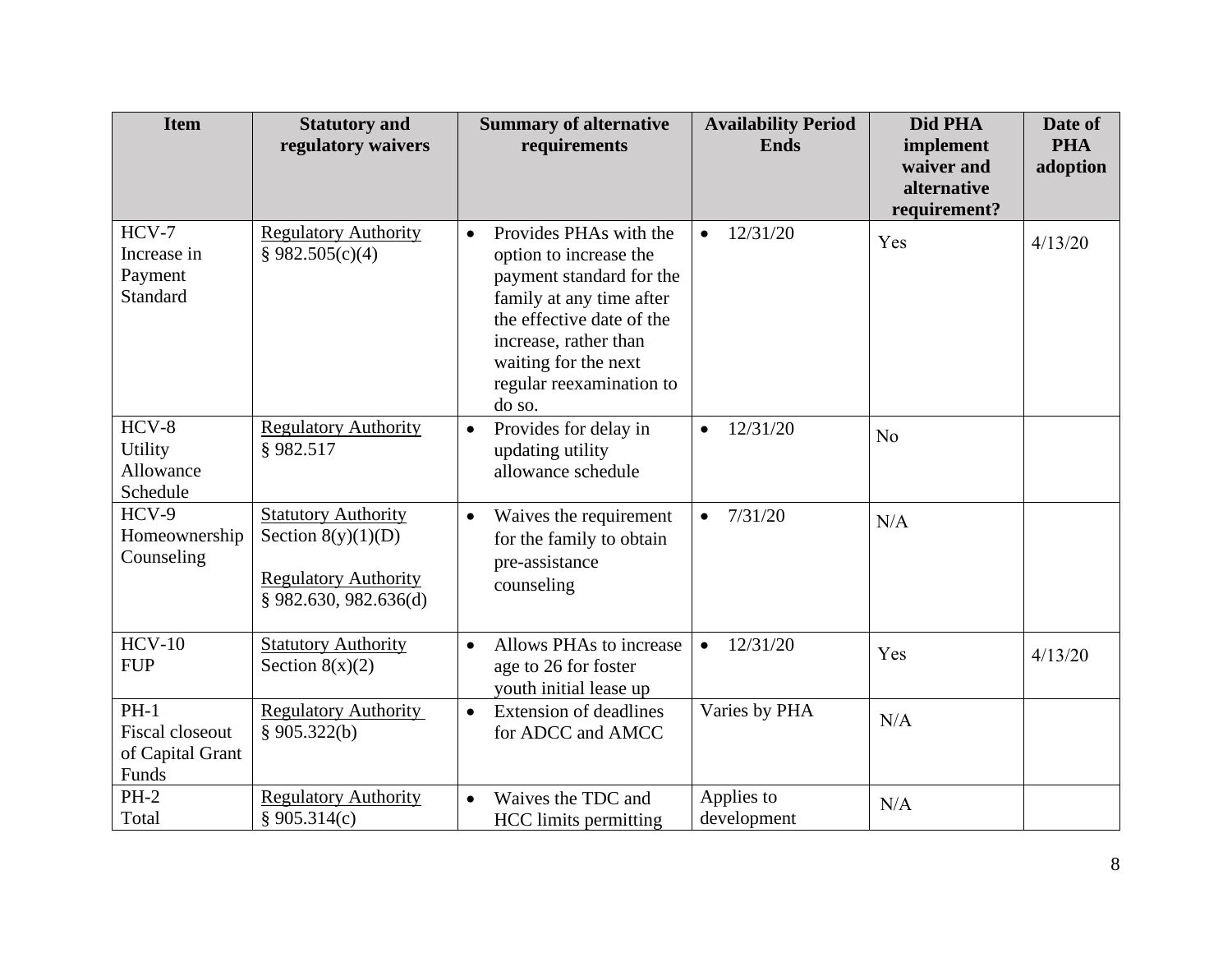| Item | Statutory and regulatory waivers | Summary of alternative requirements | Availability Period Ends | Did PHA implement waiver and alternative requirement? | Date of PHA adoption |
|---|---|---|---|---|---|
| HCV-7 Increase in Payment Standard | Regulatory Authority § 982.505(c)(4) | • Provides PHAs with the option to increase the payment standard for the family at any time after the effective date of the increase, rather than waiting for the next regular reexamination to do so. | • 12/31/20 | Yes | 4/13/20 |
| HCV-8 Utility Allowance Schedule | Regulatory Authority § 982.517 | • Provides for delay in updating utility allowance schedule | • 12/31/20 | No | |
| HCV-9 Homeownership Counseling | Statutory Authority Section 8(y)(1)(D) <br> Regulatory Authority § 982.630, 982.636(d) | • Waives the requirement for the family to obtain pre-assistance counseling | • 7/31/20 | N/A | |
| HCV-10 FUP | Statutory Authority Section 8(x)(2) | • Allows PHAs to increase age to 26 for foster youth initial lease up | • 12/31/20 | Yes | 4/13/20 |
| PH-1 Fiscal closeout of Capital Grant Funds | Regulatory Authority § 905.322(b) | • Extension of deadlines for ADCC and AMCC | Varies by PHA | N/A | |
| PH-2 Total | Regulatory Authority § 905.314(c) | • Waives the TDC and HCC limits permitting | Applies to development | N/A | |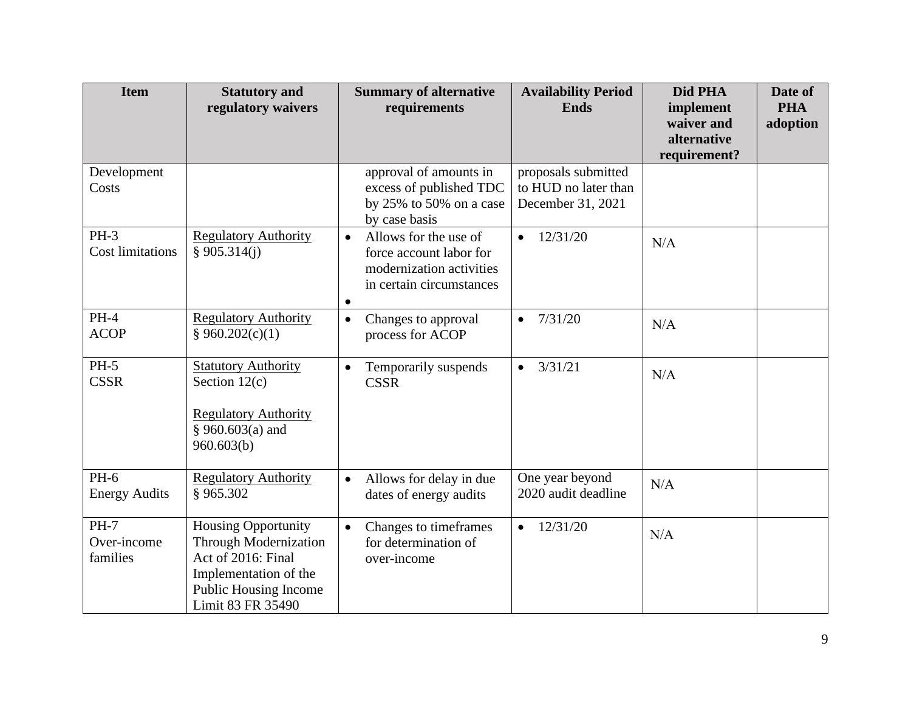| Item | Statutory and regulatory waivers | Summary of alternative requirements | Availability Period Ends | Did PHA implement waiver and alternative requirement? | Date of PHA adoption |
|---|---|---|---|---|---|
| Development Costs | | approval of amounts in excess of published TDC by 25% to 50% on a case by case basis | proposals submitted to HUD no later than December 31, 2021 | | |
| PH-3 Cost limitations | Regulatory Authority § 905.314(j) | • Allows for the use of force account labor for modernization activities in certain circumstances • | • 12/31/20 | N/A | |
| PH-4 ACOP | Regulatory Authority § 960.202(c)(1) | • Changes to approval process for ACOP | • 7/31/20 | N/A | |
| PH-5 CSSR | Statutory Authority Section 12(c) Regulatory Authority § 960.603(a) and 960.603(b) | • Temporarily suspends CSSR | • 3/31/21 | N/A | |
| PH-6 Energy Audits | Regulatory Authority § 965.302 | • Allows for delay in due dates of energy audits | One year beyond 2020 audit deadline | N/A | |
| PH-7 Over-income families | Housing Opportunity Through Modernization Act of 2016: Final Implementation of the Public Housing Income Limit 83 FR 35490 | • Changes to timeframes for determination of over-income | • 12/31/20 | N/A | |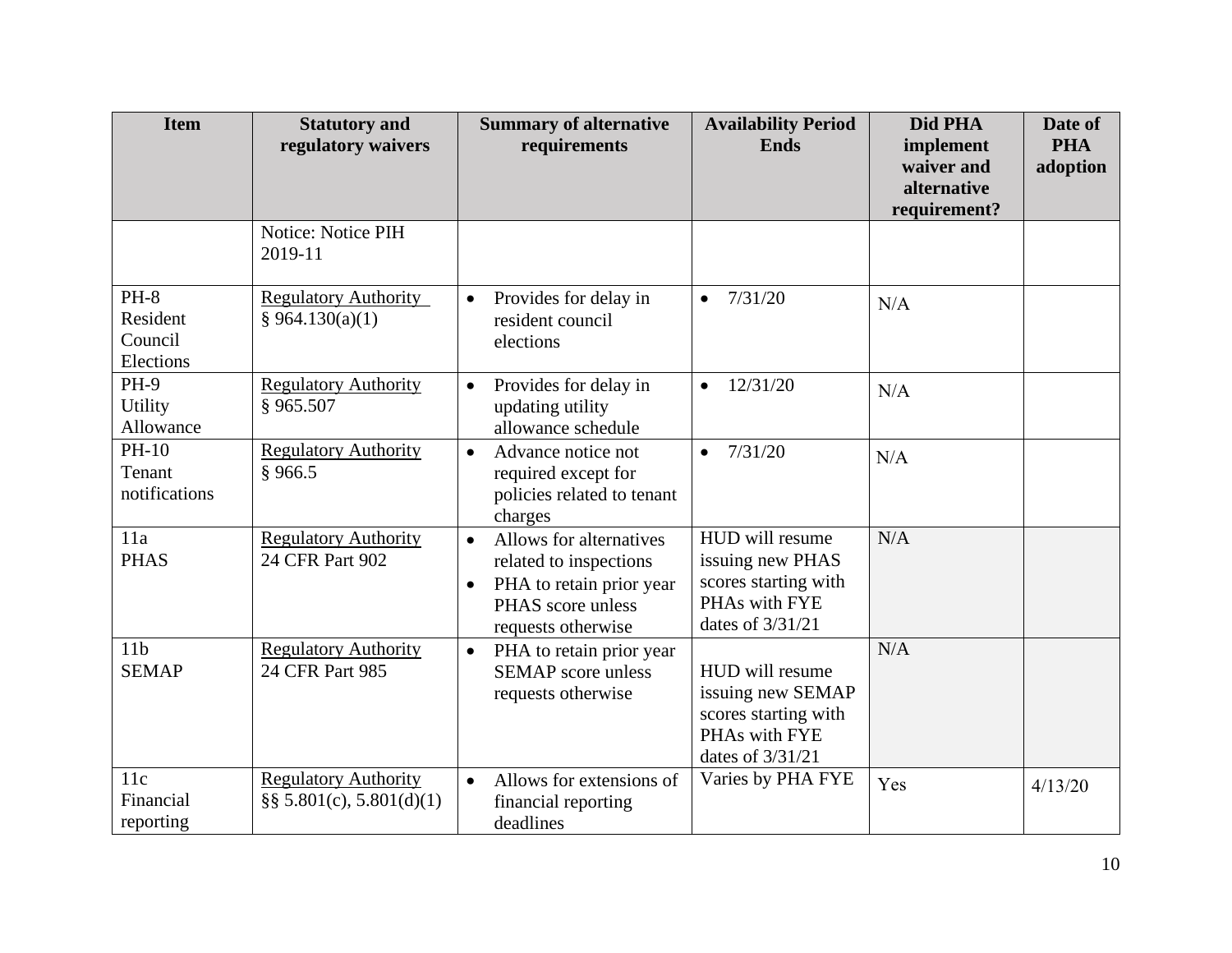| Item | Statutory and regulatory waivers | Summary of alternative requirements | Availability Period Ends | Did PHA implement waiver and alternative requirement? | Date of PHA adoption |
|---|---|---|---|---|---|
| | Notice: Notice PIH 2019-11 | | | | |
| PH-8 Resident Council Elections | Regulatory Authority § 964.130(a)(1) | • Provides for delay in resident council elections | • 7/31/20 | N/A | |
| PH-9 Utility Allowance | Regulatory Authority § 965.507 | • Provides for delay in updating utility allowance schedule | • 12/31/20 | N/A | |
| PH-10 Tenant notifications | Regulatory Authority § 966.5 | • Advance notice not required except for policies related to tenant charges | • 7/31/20 | N/A | |
| 11a PHAS | Regulatory Authority 24 CFR Part 902 | • Allows for alternatives related to inspections<br>• PHA to retain prior year PHAS score unless requests otherwise | HUD will resume issuing new PHAS scores starting with PHAs with FYE dates of 3/31/21 | N/A | |
| 11b SEMAP | Regulatory Authority 24 CFR Part 985 | • PHA to retain prior year SEMAP score unless requests otherwise | HUD will resume issuing new SEMAP scores starting with PHAs with FYE dates of 3/31/21 | N/A | |
| 11c Financial reporting | Regulatory Authority §§ 5.801(c), 5.801(d)(1) | • Allows for extensions of financial reporting deadlines | Varies by PHA FYE | Yes | 4/13/20 |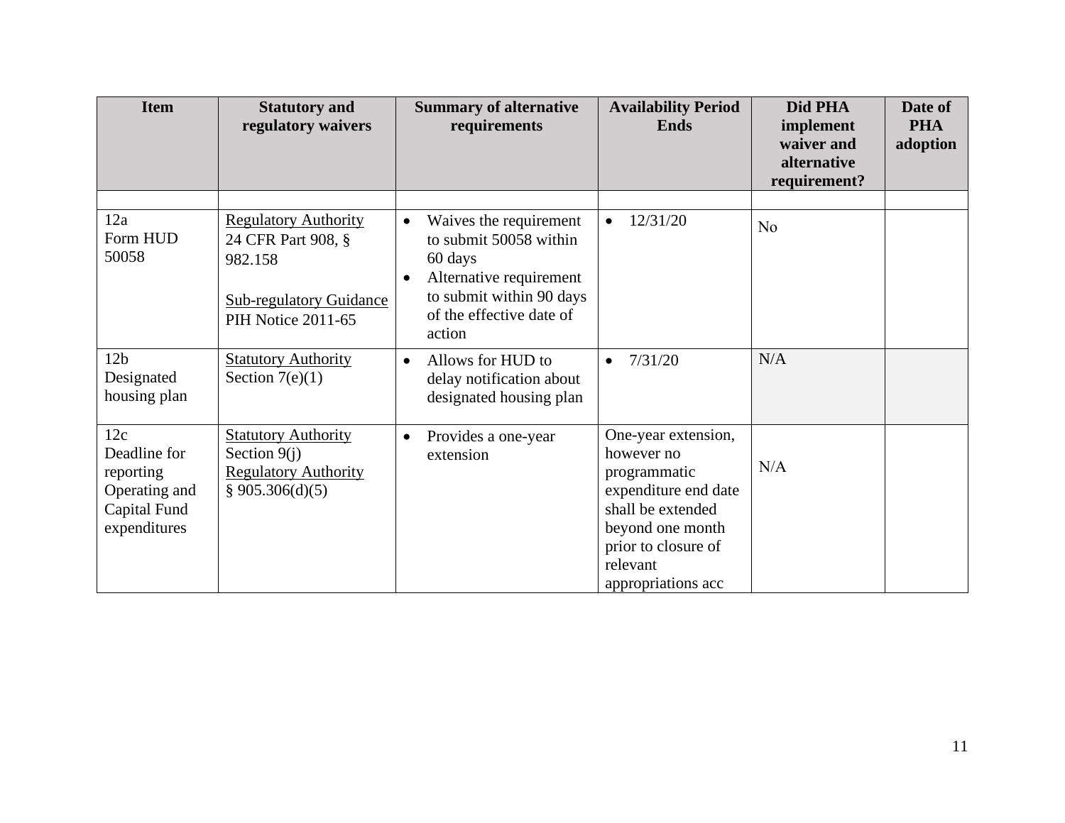| Item | Statutory and regulatory waivers | Summary of alternative requirements | Availability Period Ends | Did PHA implement waiver and alternative requirement? | Date of PHA adoption |
|---|---|---|---|---|---|
| | | | | | |
| 12a Form HUD 50058 | Regulatory Authority 24 CFR Part 908, § 982.158<br><br>Sub-regulatory Guidance PIH Notice 2011-65 | • Waives the requirement to submit 50058 within 60 days<br>• Alternative requirement to submit within 90 days of the effective date of action | • 12/31/20 | No | |
| 12b Designated housing plan | Statutory Authority Section 7(e)(1) | • Allows for HUD to delay notification about designated housing plan | • 7/31/20 | N/A | |
| 12c Deadline for reporting Operating and Capital Fund expenditures | Statutory Authority Section 9(j)<br>Regulatory Authority § 905.306(d)(5) | • Provides a one-year extension | One-year extension, however no programmatic expenditure end date shall be extended beyond one month prior to closure of relevant appropriations acc | N/A | |